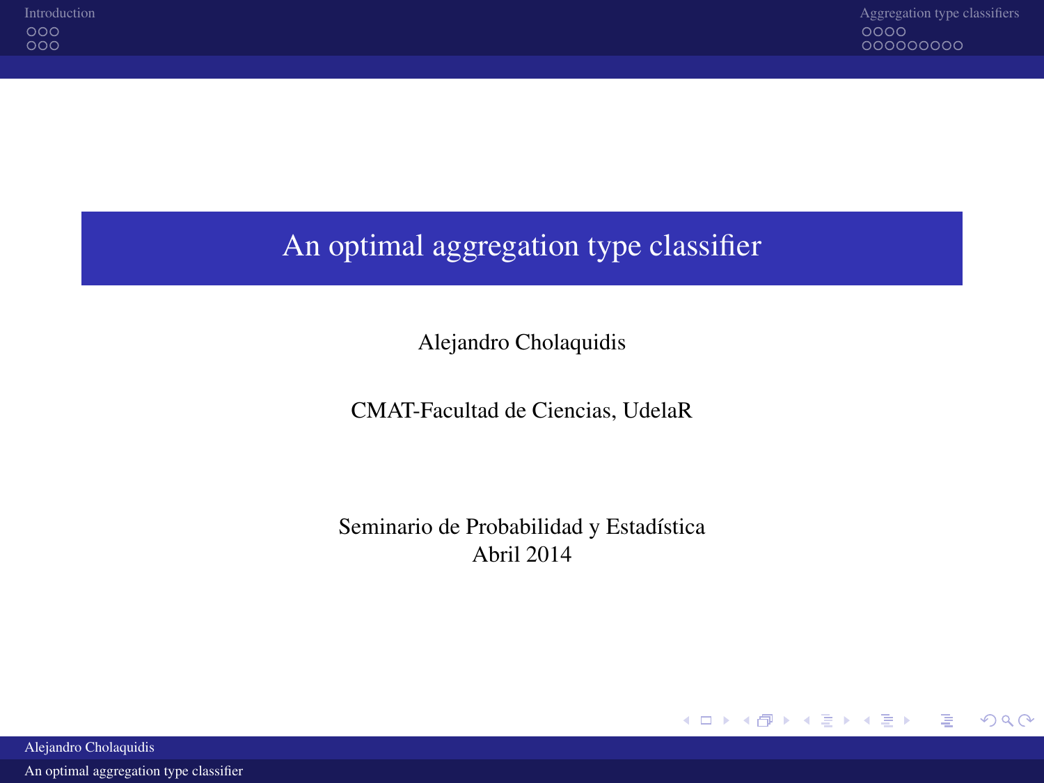# An optimal aggregation type classifier

Alejandro Cholaquidis

CMAT-Facultad de Ciencias, UdelaR

Seminario de Probabilidad y Estadística
Abril 2014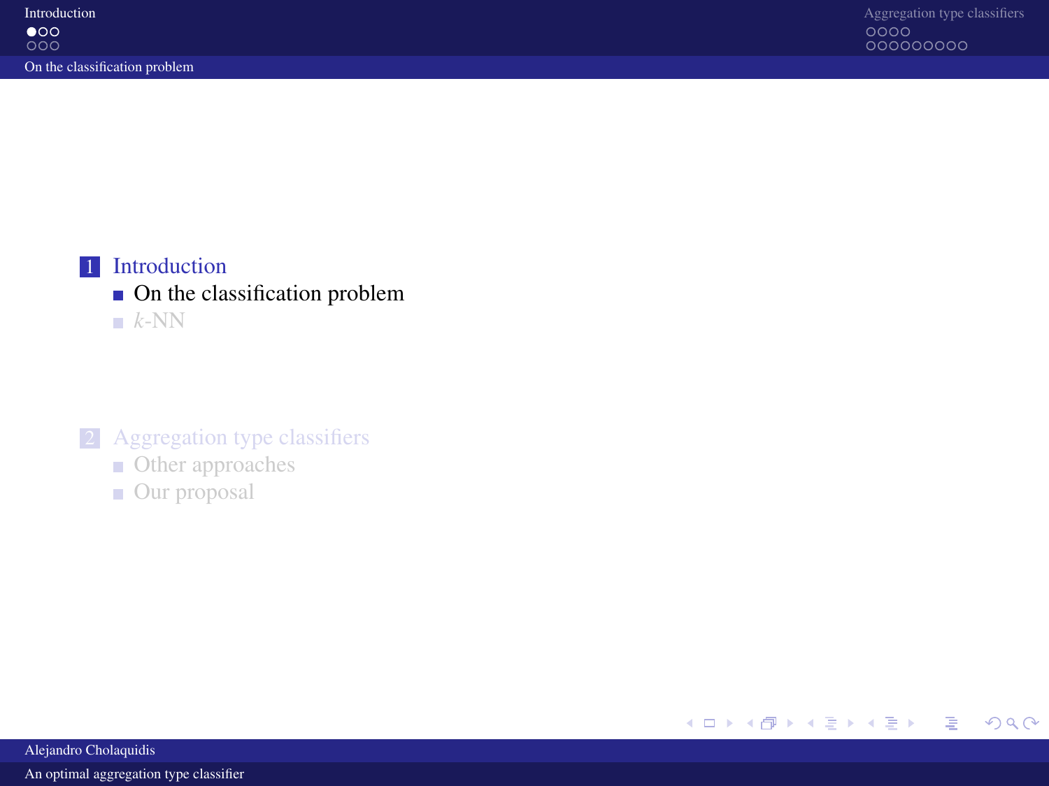1. Introduction
   - On the classification problem
   - $k$-NN

2. Aggregation type classifiers
   - Other approaches
   - Our proposal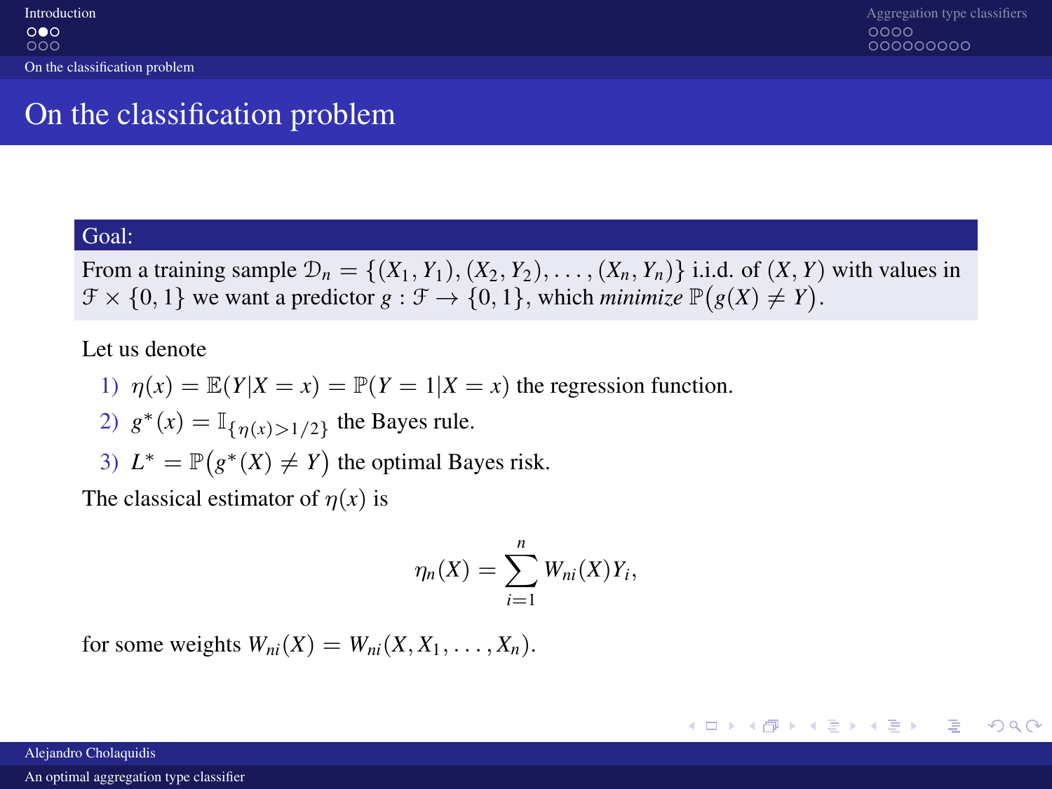# On the classification problem

**Goal:**

From a training sample $\mathcal{D}_n = \{(X_1, Y_1), (X_2, Y_2), \ldots, (X_n, Y_n)\}$ i.i.d. of $(X, Y)$ with values in $\mathcal{F} \times \{0, 1\}$ we want a predictor $g : \mathcal{F} \to \{0, 1\}$, which *minimize* $\mathbb{P}\big(g(X) \neq Y\big)$.

Let us denote

1) $\eta(x) = \mathbb{E}(Y|X = x) = \mathbb{P}(Y = 1|X = x)$ the regression function.
2) $g^*(x) = \mathbb{I}_{\{\eta(x) > 1/2\}}$ the Bayes rule.
3) $L^* = \mathbb{P}\big(g^*(X) \neq Y\big)$ the optimal Bayes risk.

The classical estimator of $\eta(x)$ is

$$\eta_n(X) = \sum_{i=1}^{n} W_{ni}(X) Y_i,$$

for some weights $W_{ni}(X) = W_{ni}(X, X_1, \ldots, X_n)$.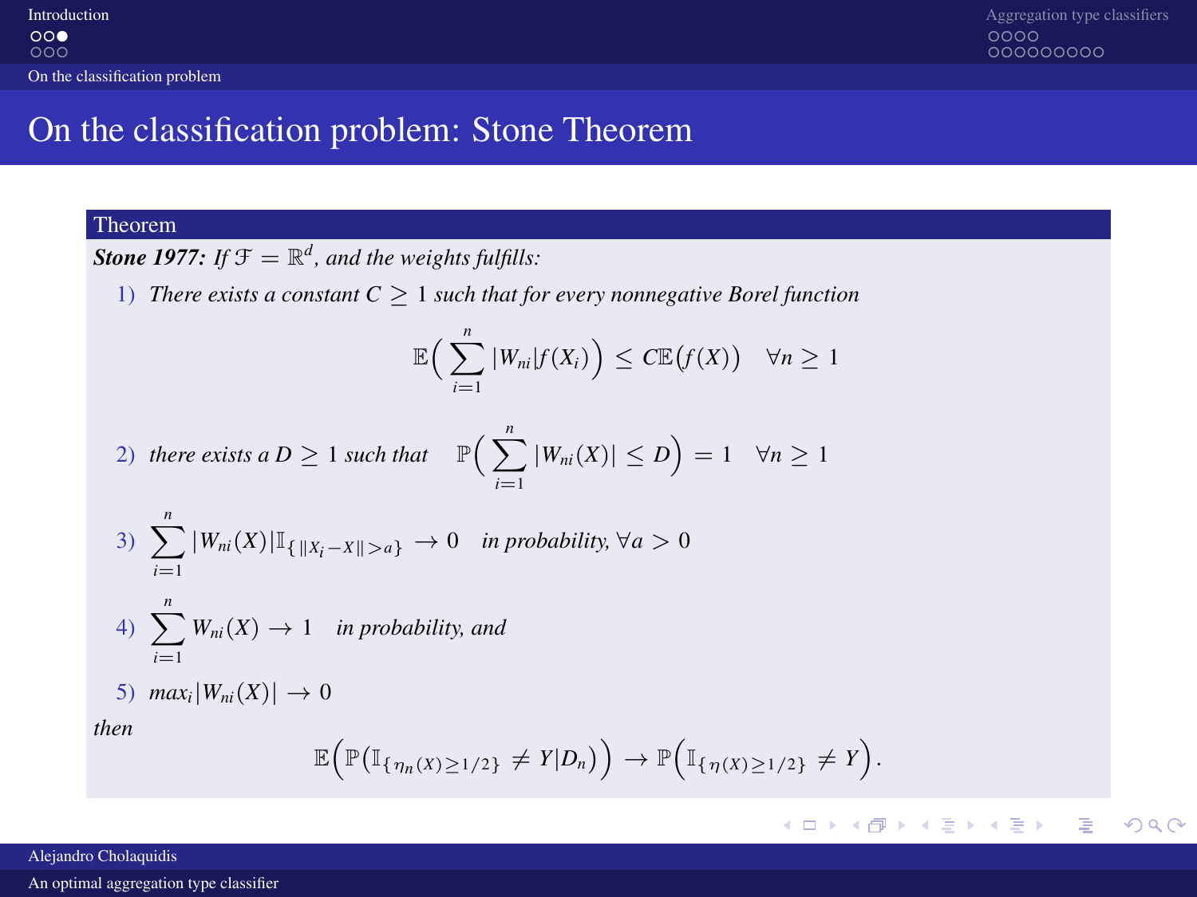# On the classification problem: Stone Theorem

**Theorem**

***Stone 1977:*** *If $\mathcal{F} = \mathbb{R}^d$, and the weights fulfills:*

1) *There exists a constant $C \geq 1$ such that for every nonnegative Borel function*

$$\mathbb{E}\Big( \sum_{i=1}^{n} |W_{ni}| f(X_i) \Big) \leq C\mathbb{E}\big(f(X)\big) \quad \forall n \geq 1$$

2) *there exists a $D \geq 1$ such that* $\quad \mathbb{P}\Big( \sum_{i=1}^{n} |W_{ni}(X)| \leq D \Big) = 1 \quad \forall n \geq 1$

3) $\sum_{i=1}^{n} |W_{ni}(X)| \mathbb{I}_{\{\|X_i - X\| > a\}} \to 0$ *in probability,* $\forall a > 0$

4) $\sum_{i=1}^{n} W_{ni}(X) \to 1$ *in probability, and*

5) $max_i |W_{ni}(X)| \to 0$

*then*

$$\mathbb{E}\Big( \mathbb{P}\big( \mathbb{I}_{\{\eta_n(X) \geq 1/2\}} \neq Y | D_n \big) \Big) \to \mathbb{P}\Big( \mathbb{I}_{\{\eta(X) \geq 1/2\}} \neq Y \Big).$$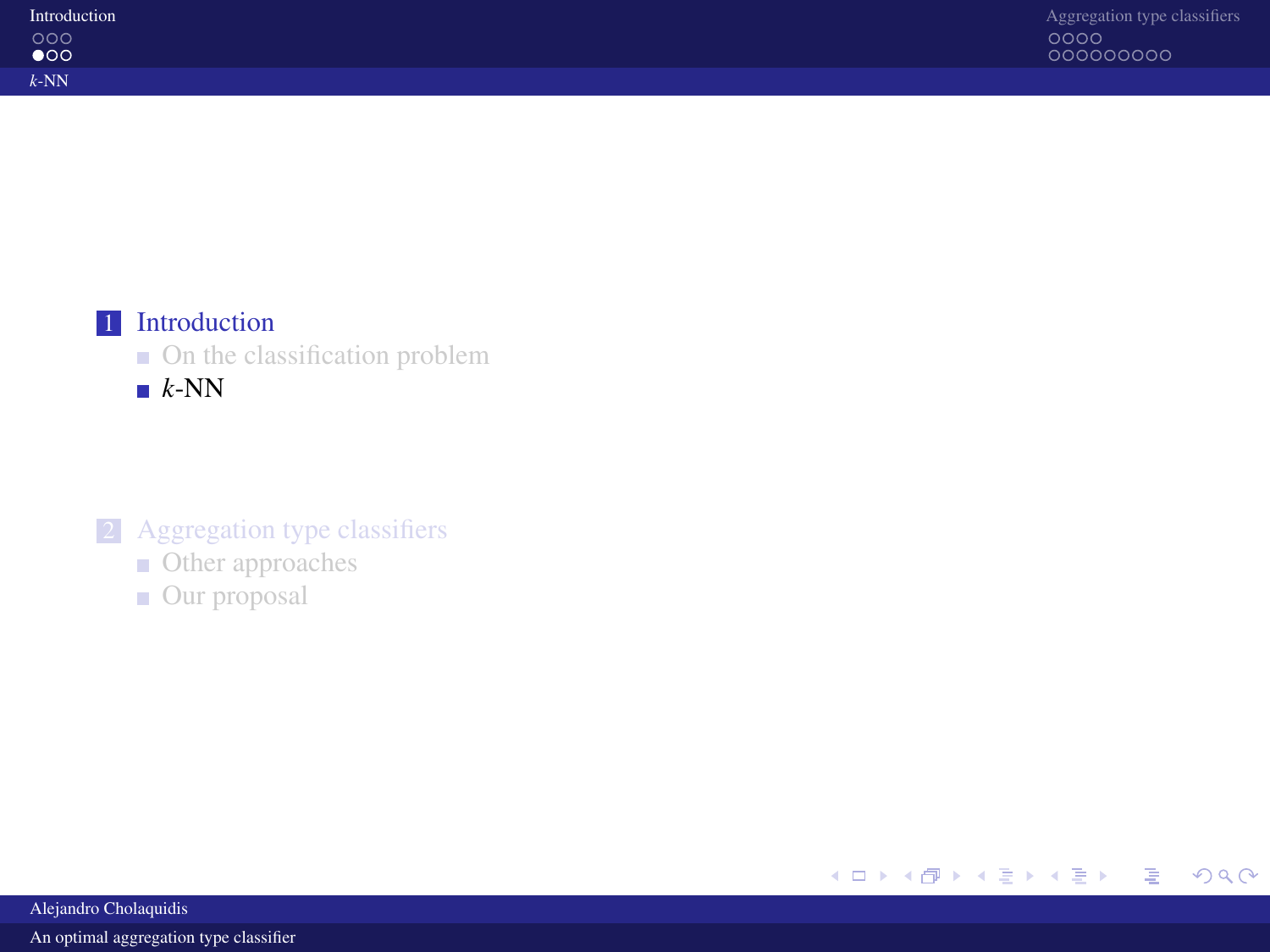1. Introduction
   - On the classification problem
   - $k$-NN

2. Aggregation type classifiers
   - Other approaches
   - Our proposal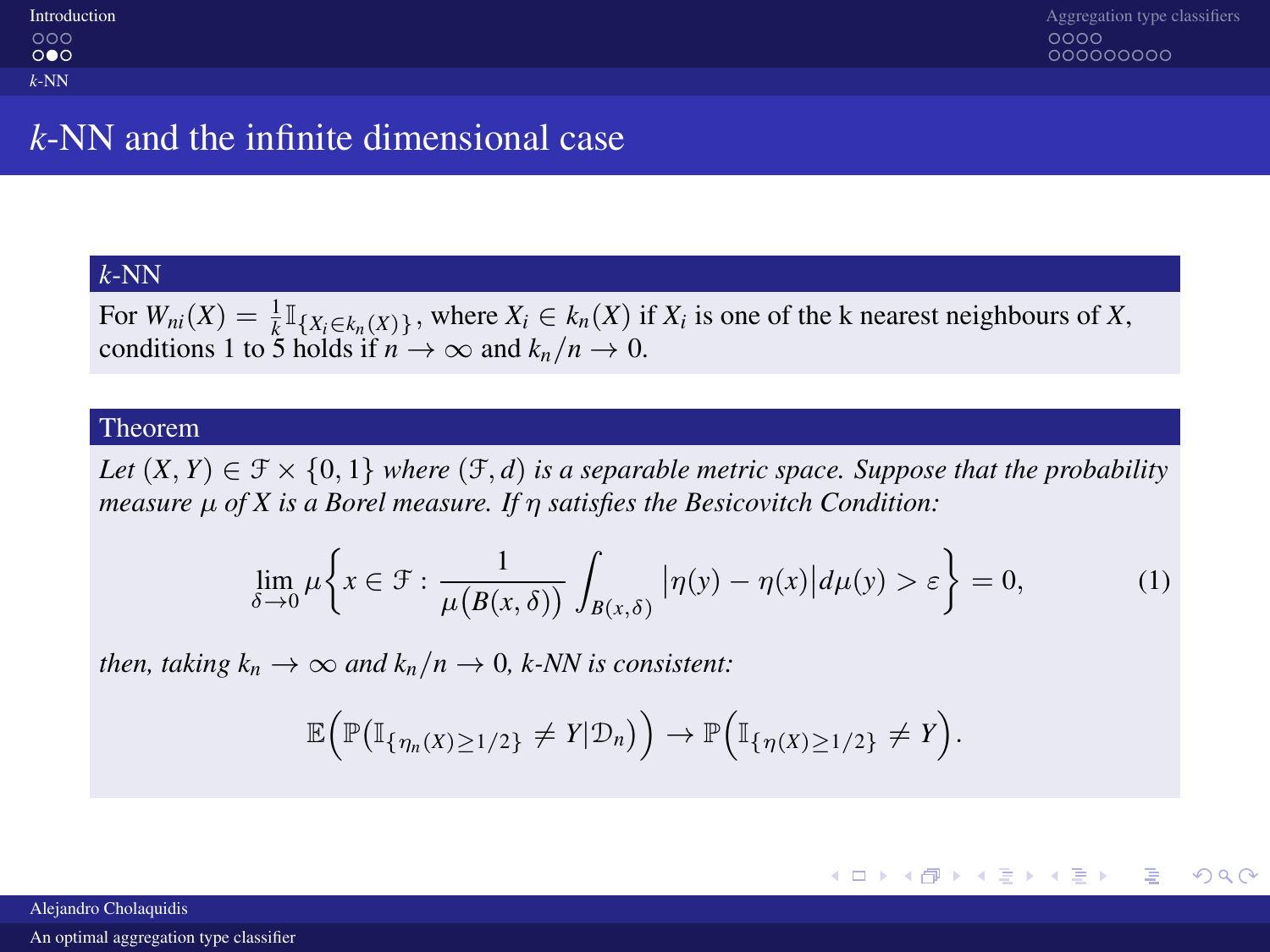# $k$-NN and the infinite dimensional case

### $k$-NN

For $W_{ni}(X) = \frac{1}{k}\mathbb{I}_{\{X_i \in k_n(X)\}}$, where $X_i \in k_n(X)$ if $X_i$ is one of the k nearest neighbours of $X$, conditions 1 to 5 holds if $n \to \infty$ and $k_n/n \to 0$.

### Theorem

*Let $(X, Y) \in \mathcal{F} \times \{0, 1\}$ where $(\mathcal{F}, d)$ is a separable metric space. Suppose that the probability measure $\mu$ of $X$ is a Borel measure. If $\eta$ satisfies the Besicovitch Condition:*

$$\lim_{\delta \to 0} \mu\left\{x \in \mathcal{F} : \frac{1}{\mu\big(B(x, \delta)\big)} \int_{B(x,\delta)} \big|\eta(y) - \eta(x)\big| d\mu(y) > \varepsilon\right\} = 0, \tag{1}$$

*then, taking $k_n \to \infty$ and $k_n/n \to 0$, k-NN is consistent:*

$$\mathbb{E}\Big(\mathbb{P}\big(\mathbb{I}_{\{\eta_n(X) \geq 1/2\}} \neq Y|\mathcal{D}_n\big)\Big) \to \mathbb{P}\Big(\mathbb{I}_{\{\eta(X) \geq 1/2\}} \neq Y\Big).$$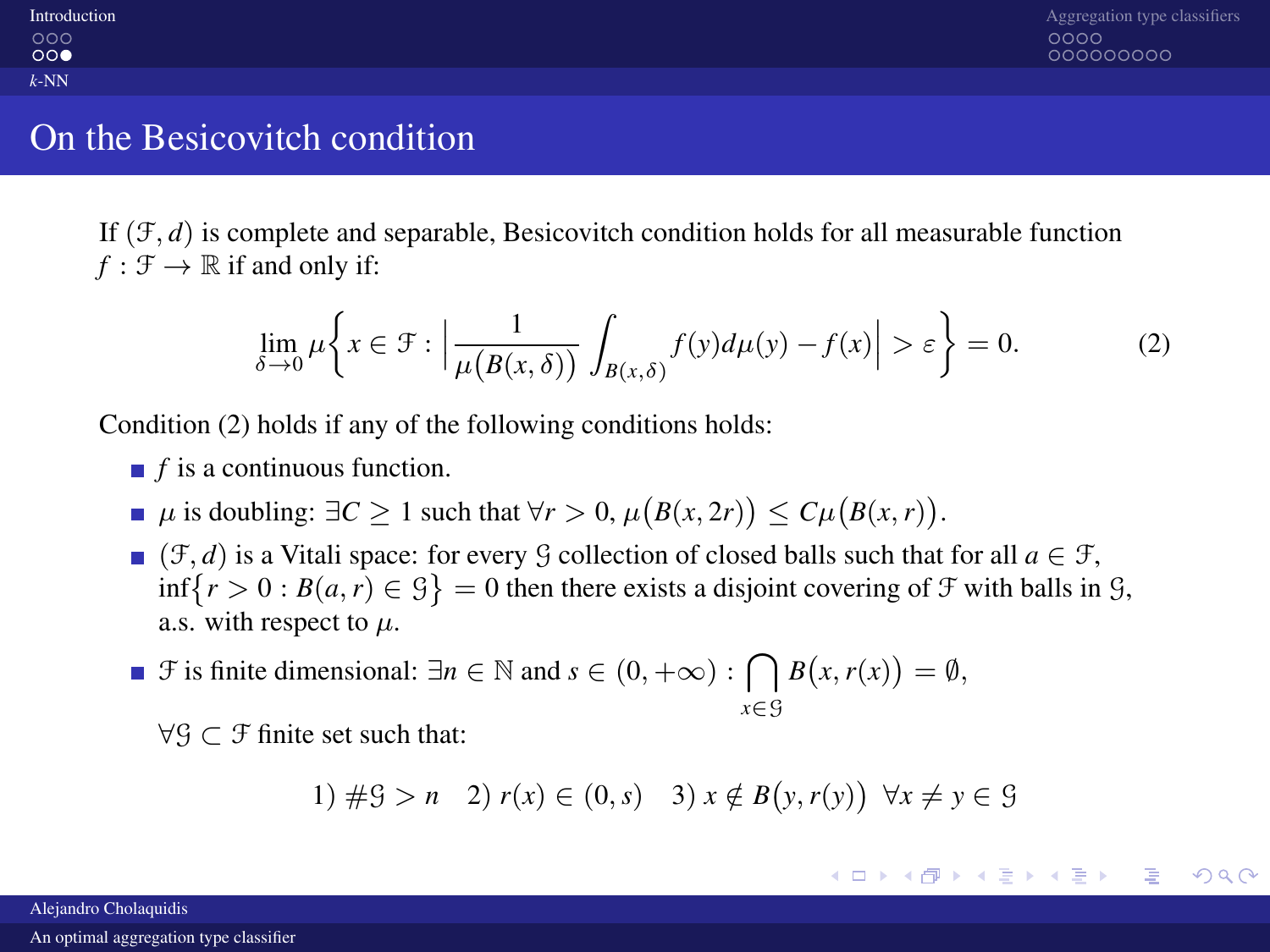## On the Besicovitch condition

If $(\mathcal{F}, d)$ is complete and separable, Besicovitch condition holds for all measurable function $f : \mathcal{F} \to \mathbb{R}$ if and only if:

$$\lim_{\delta \to 0} \mu\Big\{x \in \mathcal{F} : \Big| \frac{1}{\mu\big(B(x,\delta)\big)} \int_{B(x,\delta)} f(y) d\mu(y) - f(x) \Big| > \varepsilon \Big\} = 0. \tag{2}$$

Condition (2) holds if any of the following conditions holds:

- $f$ is a continuous function.
- $\mu$ is doubling: $\exists C \geq 1$ such that $\forall r > 0$, $\mu\big(B(x, 2r)\big) \leq C\mu\big(B(x,r)\big)$.
- $(\mathcal{F}, d)$ is a Vitali space: for every $\mathcal{G}$ collection of closed balls such that for all $a \in \mathcal{F}$, $\inf\{r > 0 : B(a,r) \in \mathcal{G}\} = 0$ then there exists a disjoint covering of $\mathcal{F}$ with balls in $\mathcal{G}$, a.s. with respect to $\mu$.
- $\mathcal{F}$ is finite dimensional: $\exists n \in \mathbb{N}$ and $s \in (0, +\infty)$ : $\bigcap_{x \in \mathcal{G}} B\big(x, r(x)\big) = \emptyset$,

  $\forall \mathcal{G} \subset \mathcal{F}$ finite set such that:

  $$1)\ \#\mathcal{G} > n \quad 2)\ r(x) \in (0, s) \quad 3)\ x \notin B\big(y, r(y)\big)\ \ \forall x \neq y \in \mathcal{G}$$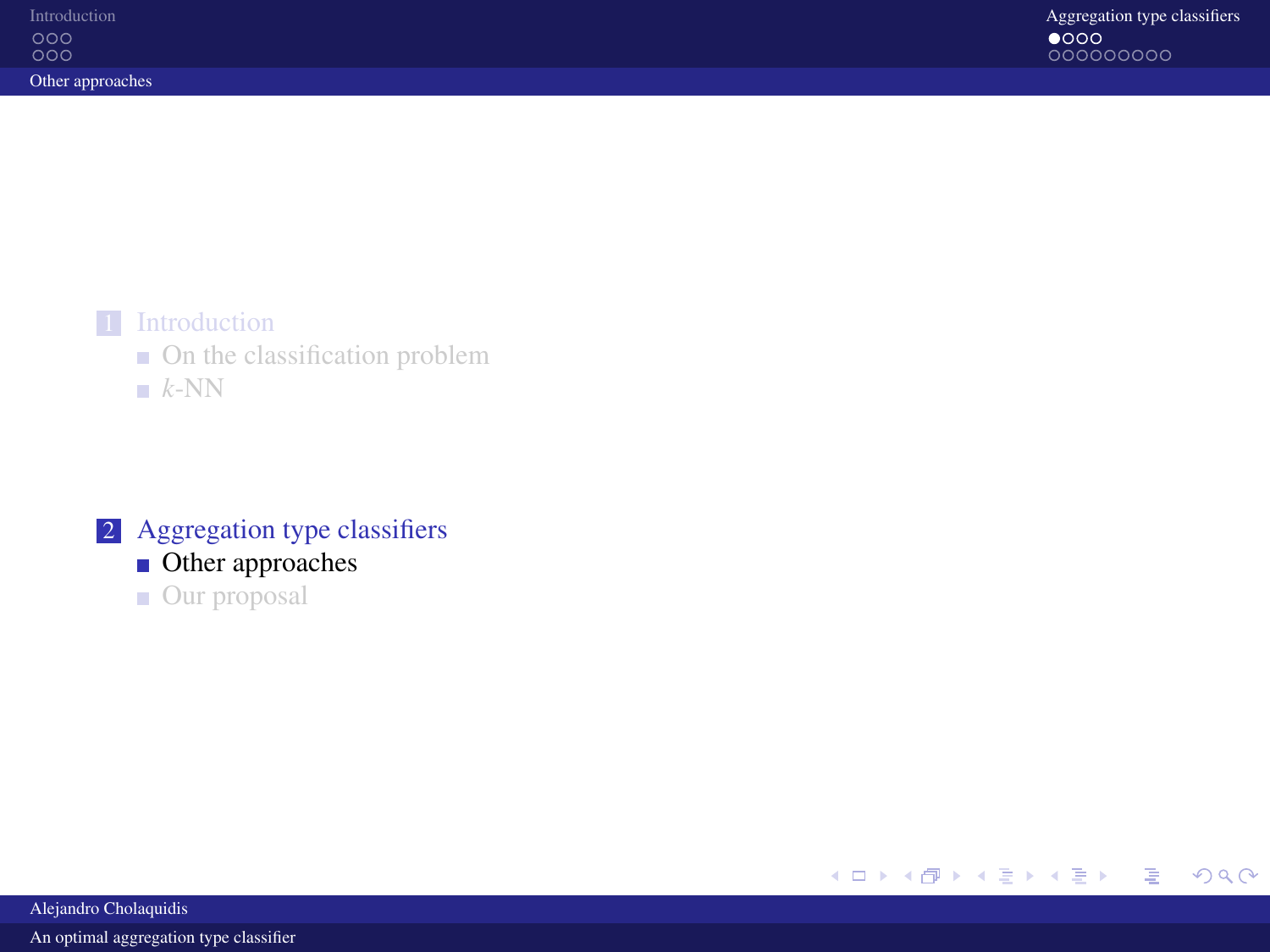1. Introduction
   - On the classification problem
   - $k$-NN

2. Aggregation type classifiers
   - Other approaches
   - Our proposal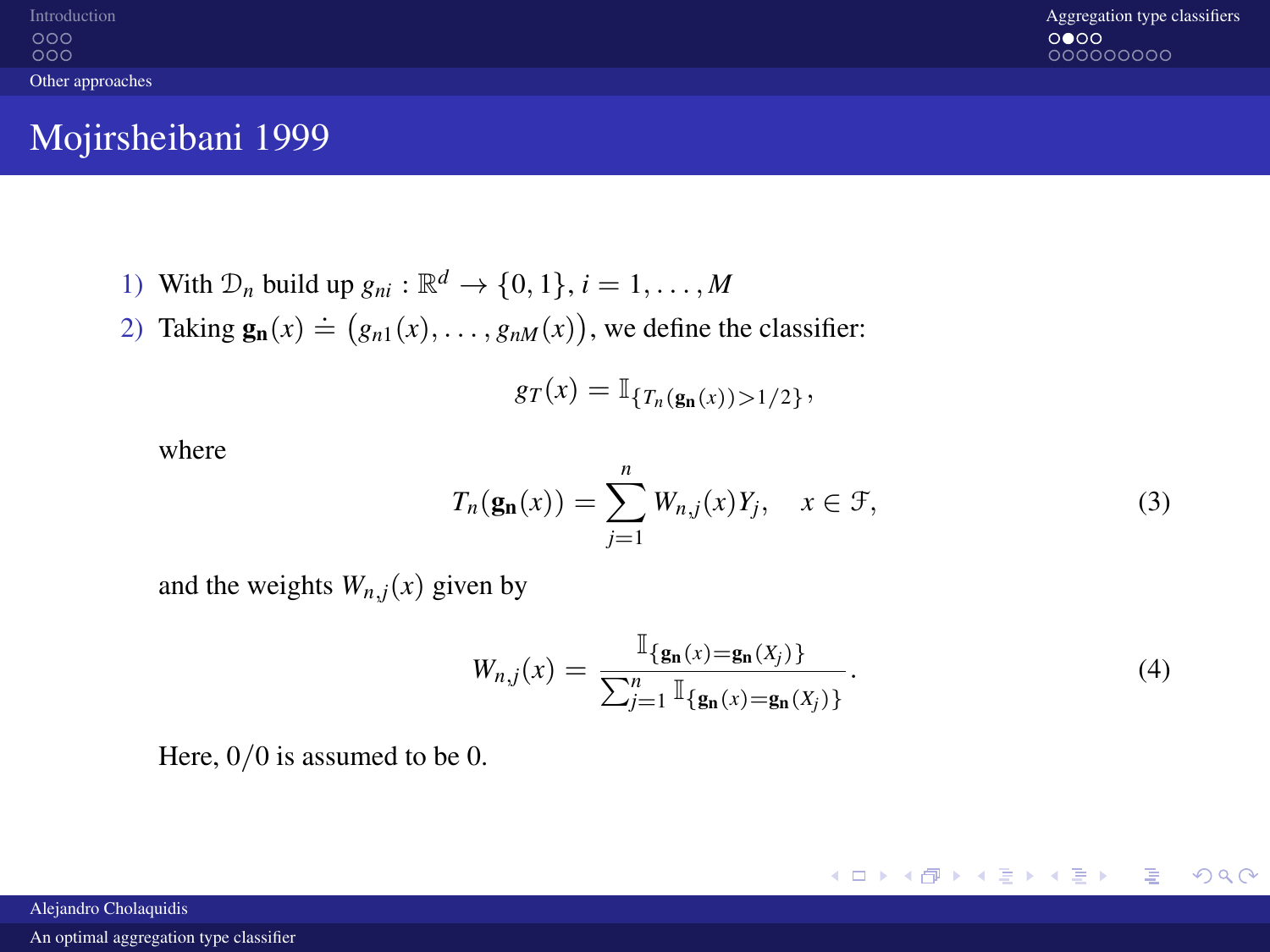# Mojirsheibani 1999

1) With $\mathcal{D}_n$ build up $g_{ni} : \mathbb{R}^d \to \{0,1\}, i = 1, \ldots, M$
2) Taking $\mathbf{g_n}(x) \doteq \big(g_{n1}(x), \ldots, g_{nM}(x)\big)$, we define the classifier:

$$g_T(x) = \mathbb{I}_{\{T_n(\mathbf{g_n}(x)) > 1/2\}},$$

where

$$T_n(\mathbf{g_n}(x)) = \sum_{j=1}^{n} W_{n,j}(x) Y_j, \quad x \in \mathcal{F}, \tag{3}$$

and the weights $W_{n,j}(x)$ given by

$$W_{n,j}(x) = \frac{\mathbb{I}_{\{\mathbf{g_n}(x) = \mathbf{g_n}(X_j)\}}}{\sum_{j=1}^{n} \mathbb{I}_{\{\mathbf{g_n}(x) = \mathbf{g_n}(X_j)\}}}. \tag{4}$$

Here, $0/0$ is assumed to be 0.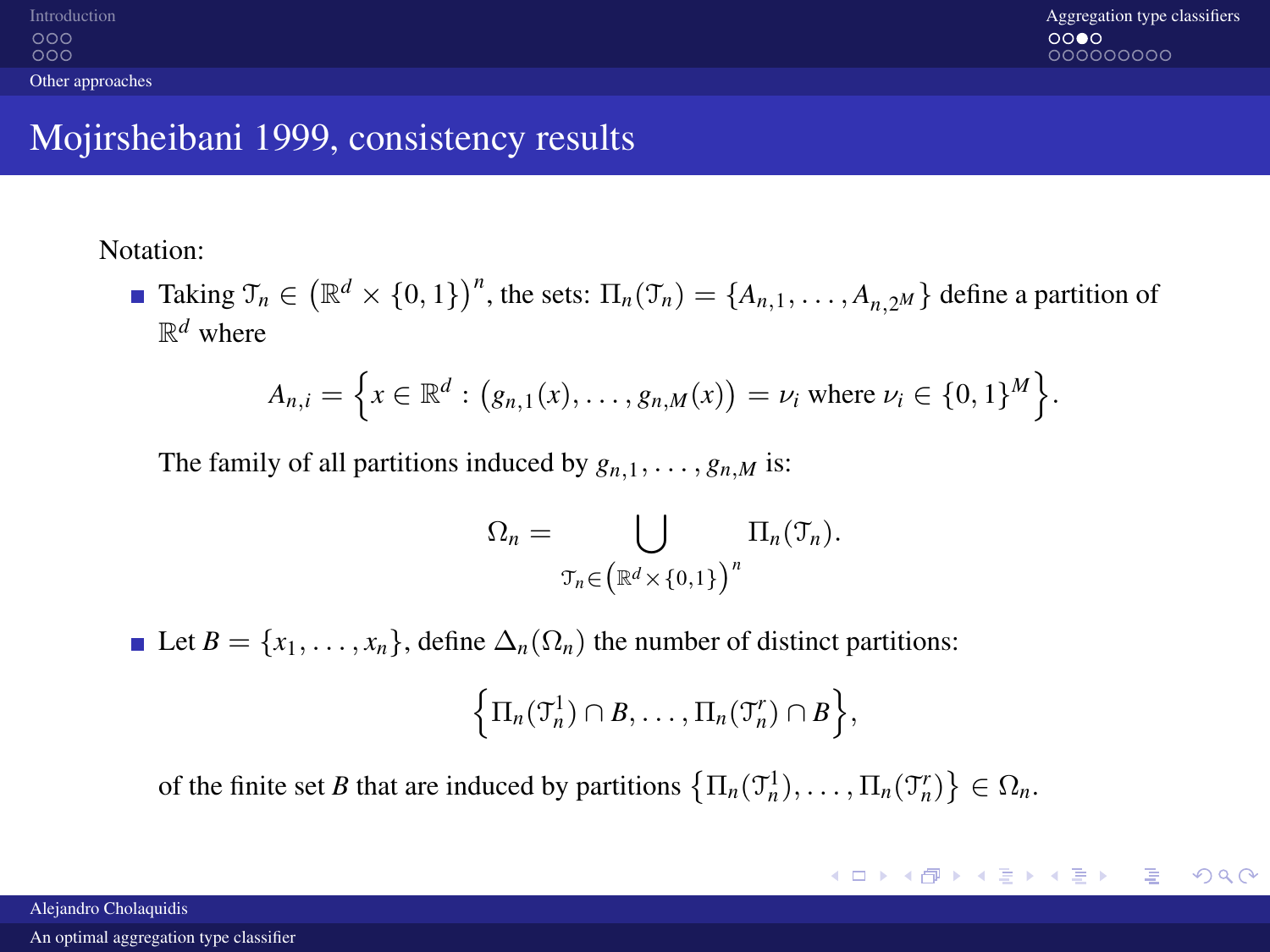# Mojirsheibani 1999, consistency results

Notation:

- Taking $\mathcal{T}_n \in \left(\mathbb{R}^d \times \{0,1\}\right)^n$, the sets: $\Pi_n(\mathcal{T}_n) = \{A_{n,1}, \ldots, A_{n,2^M}\}$ define a partition of $\mathbb{R}^d$ where

$$A_{n,i} = \left\{x \in \mathbb{R}^d : \left(g_{n,1}(x), \ldots, g_{n,M}(x)\right) = \nu_i \text{ where } \nu_i \in \{0,1\}^M\right\}.$$

  The family of all partitions induced by $g_{n,1}, \ldots, g_{n,M}$ is:

$$\Omega_n = \bigcup_{\mathcal{T}_n \in \left(\mathbb{R}^d \times \{0,1\}\right)^n} \Pi_n(\mathcal{T}_n).$$

- Let $B = \{x_1, \ldots, x_n\}$, define $\Delta_n(\Omega_n)$ the number of distinct partitions:

$$\left\{\Pi_n(\mathcal{T}_n^1) \cap B, \ldots, \Pi_n(\mathcal{T}_n^r) \cap B\right\},$$

  of the finite set $B$ that are induced by partitions $\left\{\Pi_n(\mathcal{T}_n^1), \ldots, \Pi_n(\mathcal{T}_n^r)\right\} \in \Omega_n$.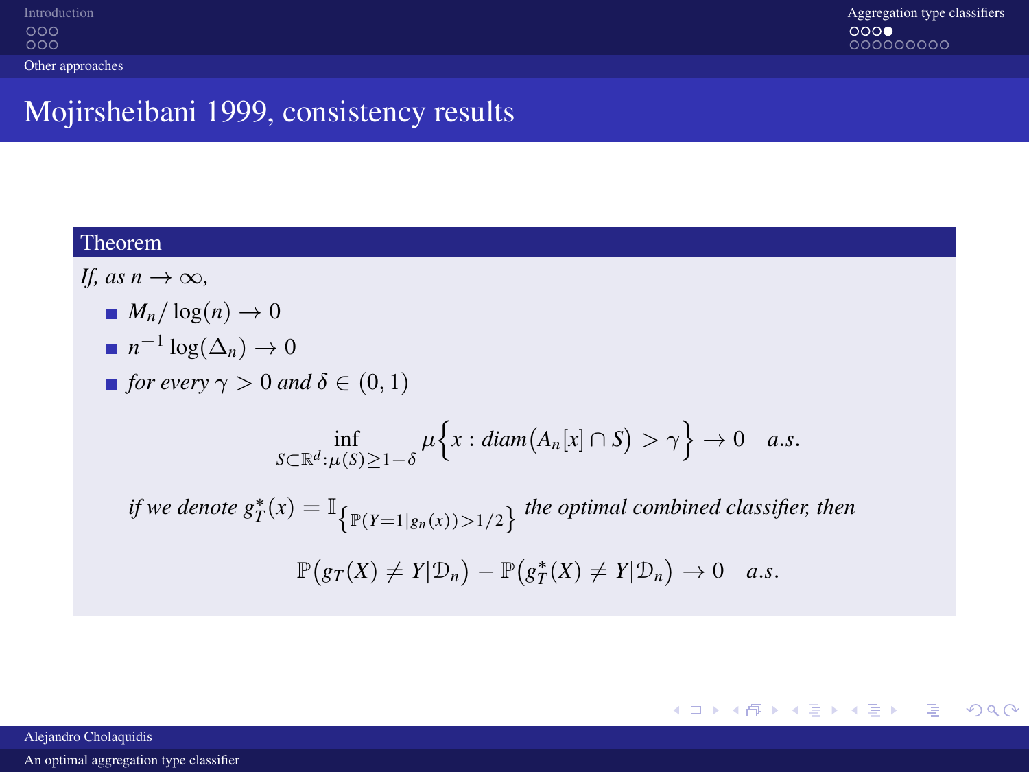# Mojirsheibani 1999, consistency results

**Theorem**

*If, as* $n \to \infty$*,*

- $M_n / \log(n) \to 0$
- $n^{-1} \log(\Delta_n) \to 0$
- *for every* $\gamma > 0$ *and* $\delta \in (0,1)$

$$\inf_{S \subset \mathbb{R}^d : \mu(S) \geq 1-\delta} \mu\Big\{x : diam\big(A_n[x] \cap S\big) > \gamma\Big\} \to 0 \quad a.s.$$

*if we denote* $g_T^*(x) = \mathbb{I}_{\left\{\mathbb{P}(Y=1|g_n(x))>1/2\right\}}$ *the optimal combined classifier, then*

$$\mathbb{P}\big(g_T(X) \neq Y|\mathcal{D}_n\big) - \mathbb{P}\big(g_T^*(X) \neq Y|\mathcal{D}_n\big) \to 0 \quad a.s.$$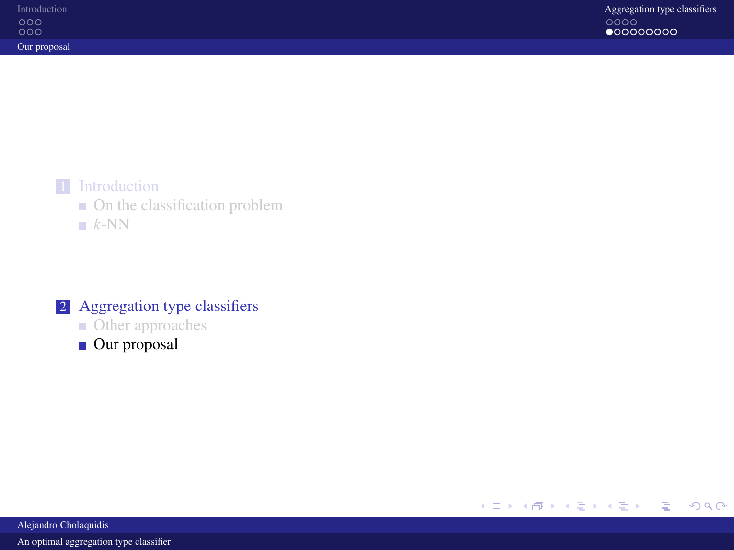1. Introduction
   - On the classification problem
   - $k$-NN

2. Aggregation type classifiers
   - Other approaches
   - Our proposal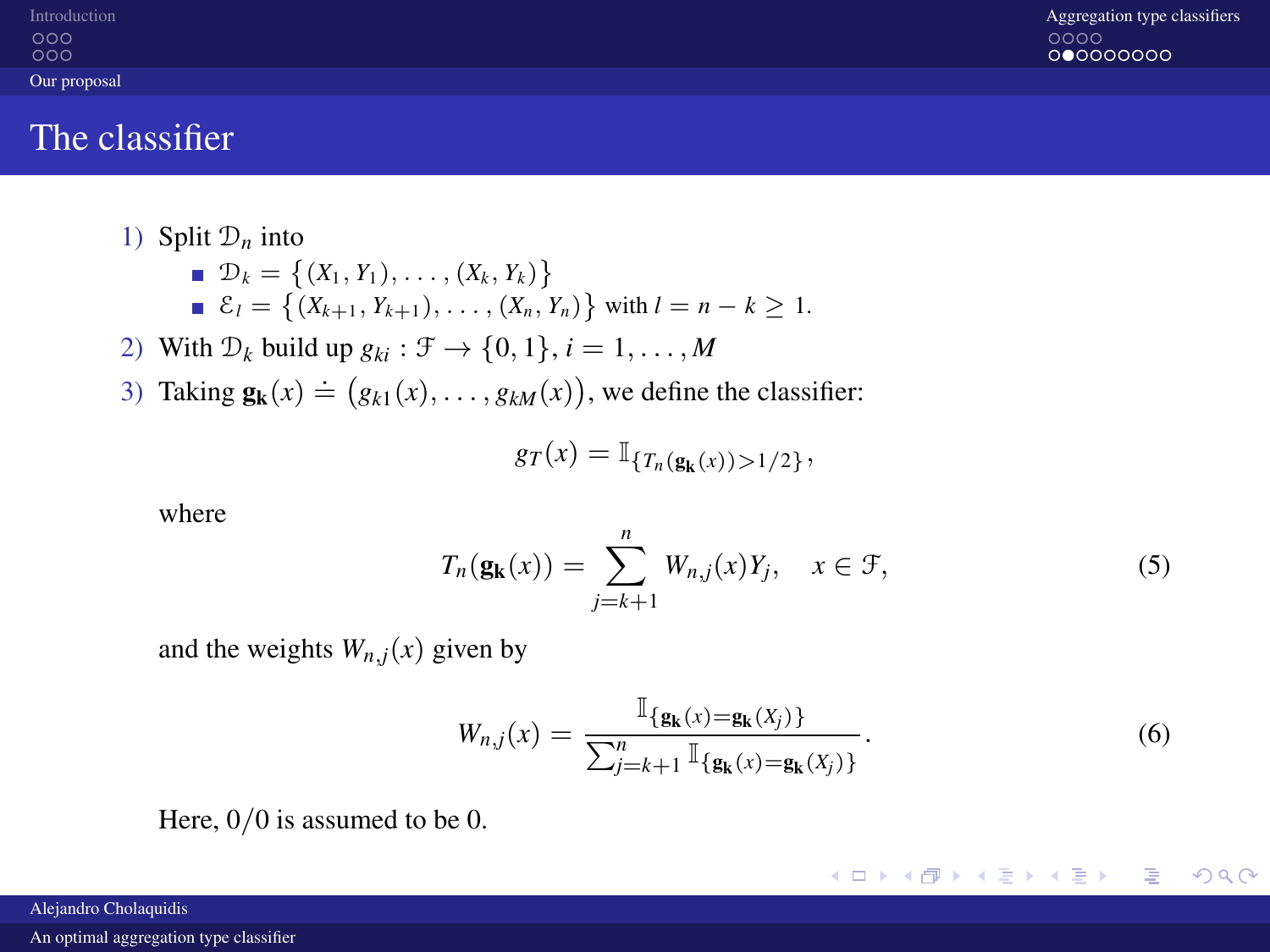## The classifier

1. Split $\mathcal{D}_n$ into
   - $\mathcal{D}_k = \{(X_1, Y_1), \dots, (X_k, Y_k)\}$
   - $\mathcal{E}_l = \{(X_{k+1}, Y_{k+1}), \dots, (X_n, Y_n)\}$ with $l = n - k \geq 1$.
2. With $\mathcal{D}_k$ build up $g_{ki} : \mathcal{F} \to \{0, 1\}$, $i = 1, \dots, M$
3. Taking $\mathbf{g_k}(x) \doteq (g_{k1}(x), \dots, g_{kM}(x))$, we define the classifier:

$$g_T(x) = \mathbb{I}_{\{T_n(\mathbf{g_k}(x)) > 1/2\}},$$

where

$$T_n(\mathbf{g_k}(x)) = \sum_{j=k+1}^{n} W_{n,j}(x) Y_j, \quad x \in \mathcal{F}, \tag{5}$$

and the weights $W_{n,j}(x)$ given by

$$W_{n,j}(x) = \frac{\mathbb{I}_{\{\mathbf{g_k}(x) = \mathbf{g_k}(X_j)\}}}{\sum_{j=k+1}^{n} \mathbb{I}_{\{\mathbf{g_k}(x) = \mathbf{g_k}(X_j)\}}}. \tag{6}$$

Here, $0/0$ is assumed to be $0$.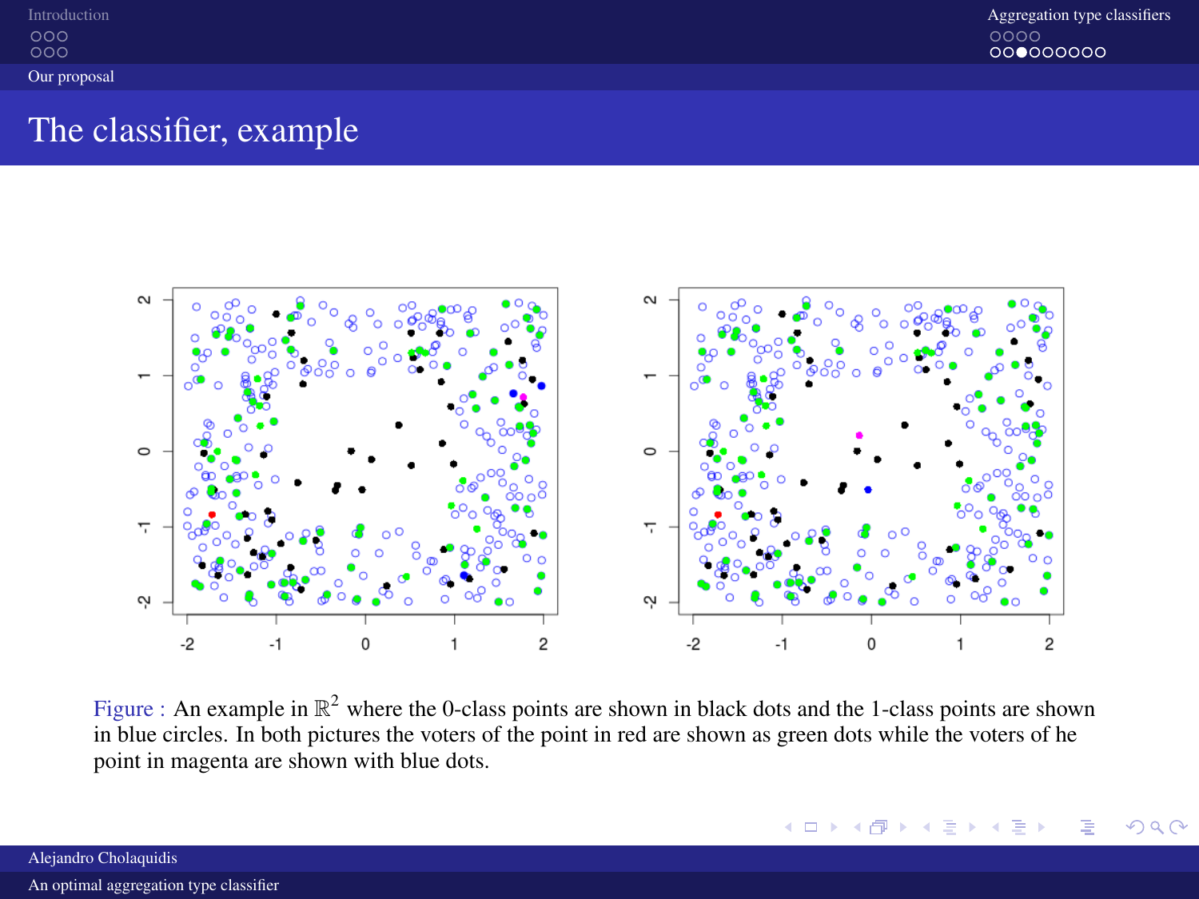## The classifier, example

Figure : An example in $\mathbb{R}^2$ where the 0-class points are shown in black dots and the 1-class points are shown in blue circles. In both pictures the voters of the point in red are shown as green dots while the voters of he point in magenta are shown with blue dots.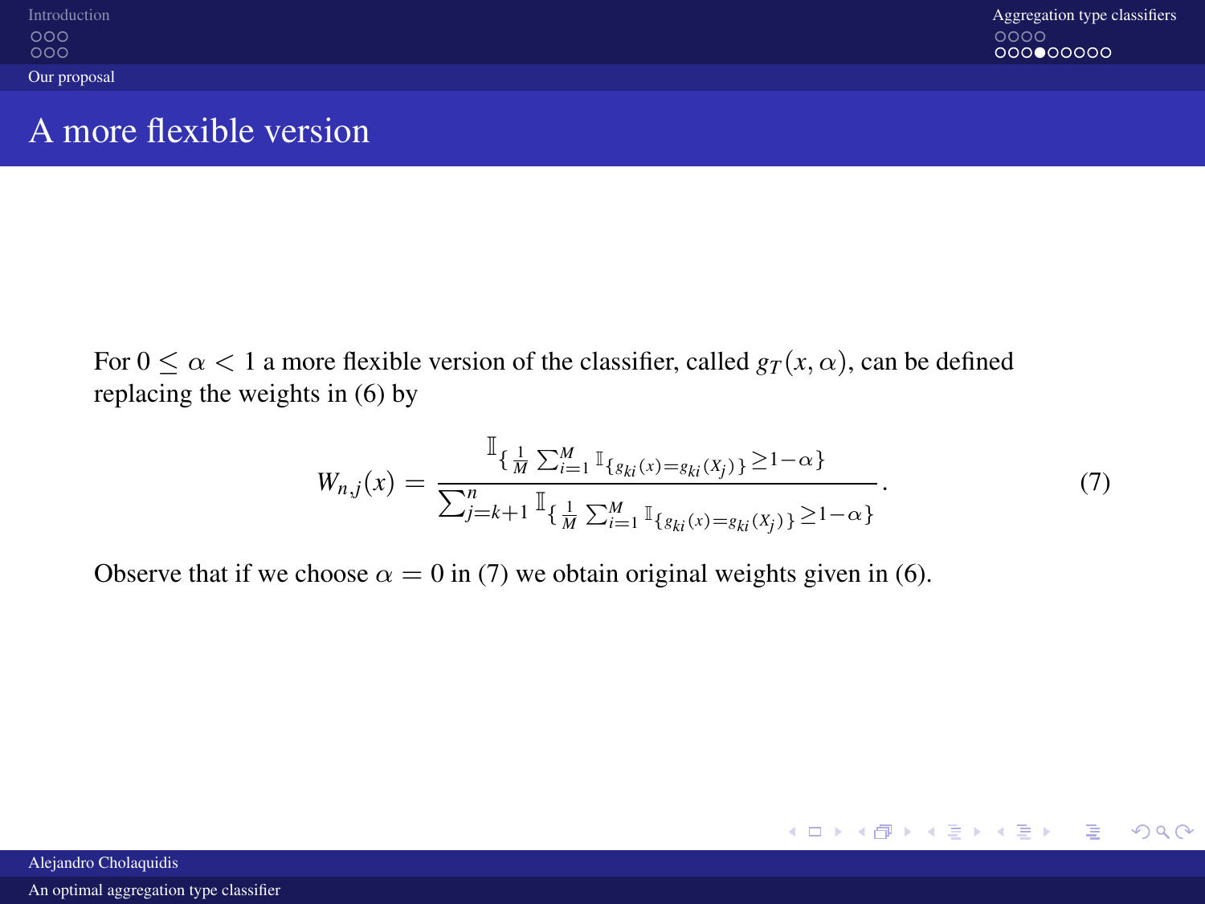## A more flexible version

For $0 \leq \alpha < 1$ a more flexible version of the classifier, called $g_T(x, \alpha)$, can be defined replacing the weights in (6) by

$$W_{n,j}(x) = \frac{\mathbb{I}_{\{\frac{1}{M}\sum_{i=1}^{M} \mathbb{I}_{\{g_{ki}(x)=g_{ki}(X_j)\}} \geq 1-\alpha\}}}{\sum_{j=k+1}^{n} \mathbb{I}_{\{\frac{1}{M}\sum_{i=1}^{M} \mathbb{I}_{\{g_{ki}(x)=g_{ki}(X_j)\}} \geq 1-\alpha\}}}. \tag{7}$$

Observe that if we choose $\alpha = 0$ in (7) we obtain original weights given in (6).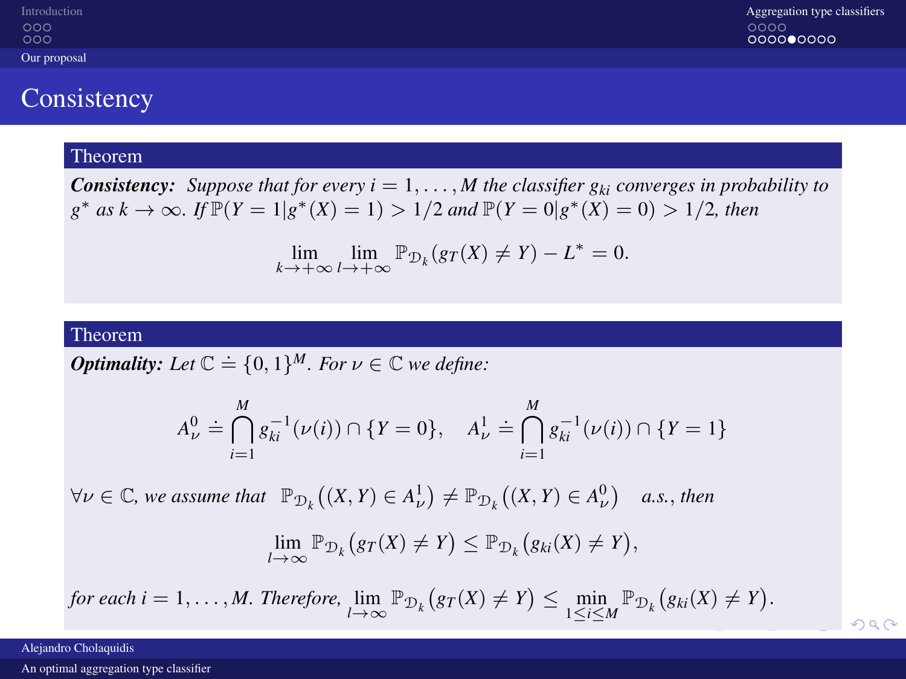## Consistency

**Theorem**

***Consistency:*** *Suppose that for every $i = 1, \ldots, M$ the classifier $g_{ki}$ converges in probability to $g^*$ as $k \to \infty$. If $\mathbb{P}(Y = 1 | g^*(X) = 1) > 1/2$ and $\mathbb{P}(Y = 0 | g^*(X) = 0) > 1/2$, then*

$$\lim_{k \to +\infty} \lim_{l \to +\infty} \mathbb{P}_{\mathcal{D}_k}(g_T(X) \neq Y) - L^* = 0.$$

**Theorem**

***Optimality:*** *Let $\mathbb{C} \doteq \{0,1\}^M$. For $\nu \in \mathbb{C}$ we define:*

$$A_\nu^0 \doteq \bigcap_{i=1}^{M} g_{ki}^{-1}(\nu(i)) \cap \{Y = 0\}, \quad A_\nu^1 \doteq \bigcap_{i=1}^{M} g_{ki}^{-1}(\nu(i)) \cap \{Y = 1\}$$

*$\forall \nu \in \mathbb{C}$, we assume that* $\mathbb{P}_{\mathcal{D}_k}\big((X,Y) \in A_\nu^1\big) \neq \mathbb{P}_{\mathcal{D}_k}\big((X,Y) \in A_\nu^0\big)$ *a.s., then*

$$\lim_{l \to \infty} \mathbb{P}_{\mathcal{D}_k}\big(g_T(X) \neq Y\big) \leq \mathbb{P}_{\mathcal{D}_k}\big(g_{ki}(X) \neq Y\big),$$

*for each $i = 1, \ldots, M$. Therefore,* $\lim_{l \to \infty} \mathbb{P}_{\mathcal{D}_k}\big(g_T(X) \neq Y\big) \leq \min_{1 \leq i \leq M} \mathbb{P}_{\mathcal{D}_k}\big(g_{ki}(X) \neq Y\big)$.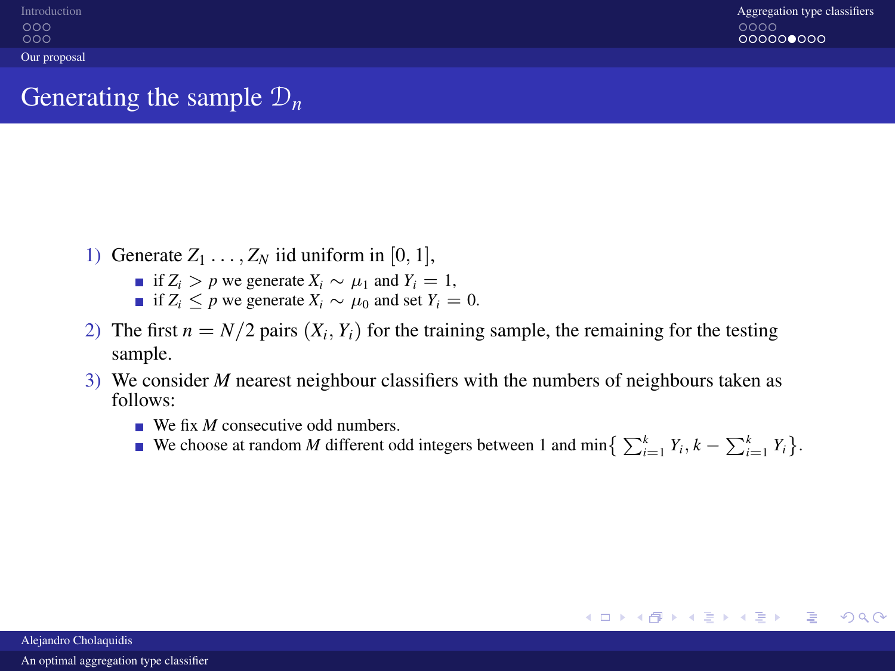## Generating the sample $\mathcal{D}_n$

1) Generate $Z_1 \dots, Z_N$ iid uniform in $[0, 1]$,
   - if $Z_i > p$ we generate $X_i \sim \mu_1$ and $Y_i = 1$,
   - if $Z_i \leq p$ we generate $X_i \sim \mu_0$ and set $Y_i = 0$.
2) The first $n = N/2$ pairs $(X_i, Y_i)$ for the training sample, the remaining for the testing sample.
3) We consider $M$ nearest neighbour classifiers with the numbers of neighbours taken as follows:
   - We fix $M$ consecutive odd numbers.
   - We choose at random $M$ different odd integers between 1 and $\min\left\{ \sum_{i=1}^{k} Y_i, k - \sum_{i=1}^{k} Y_i \right\}$.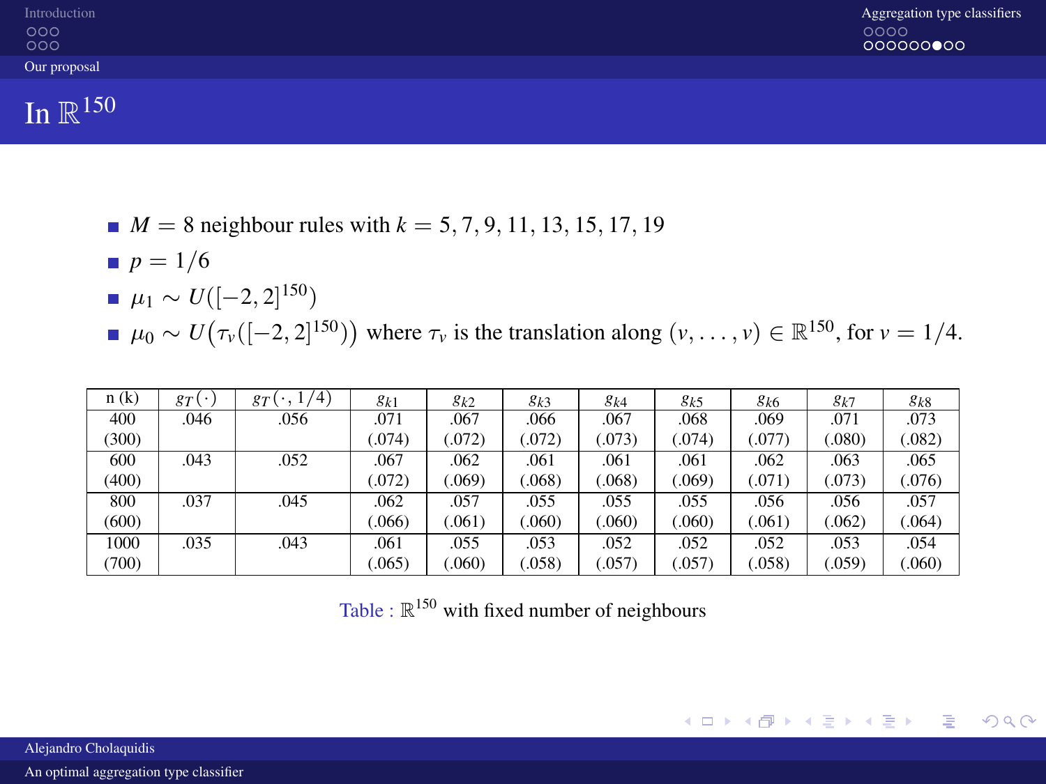## In $\mathbb{R}^{150}$

- $M = 8$ neighbour rules with $k = 5, 7, 9, 11, 13, 15, 17, 19$
- $p = 1/6$
- $\mu_1 \sim U([-2,2]^{150})$
- $\mu_0 \sim U\big(\tau_v([-2,2]^{150})\big)$ where $\tau_v$ is the translation along $(v, \ldots, v) \in \mathbb{R}^{150}$, for $v = 1/4$.

| n (k) | $g_T(\cdot)$ | $g_T(\cdot, 1/4)$ | $g_{k1}$ | $g_{k2}$ | $g_{k3}$ | $g_{k4}$ | $g_{k5}$ | $g_{k6}$ | $g_{k7}$ | $g_{k8}$ |
|---|---|---|---|---|---|---|---|---|---|---|
| 400 (300) | .046 | .056 | .071 (.074) | .067 (.072) | .066 (.072) | .067 (.073) | .068 (.074) | .069 (.077) | .071 (.080) | .073 (.082) |
| 600 (400) | .043 | .052 | .067 (.072) | .062 (.069) | .061 (.068) | .061 (.068) | .061 (.069) | .062 (.071) | .063 (.073) | .065 (.076) |
| 800 (600) | .037 | .045 | .062 (.066) | .057 (.061) | .055 (.060) | .055 (.060) | .055 (.060) | .056 (.061) | .056 (.062) | .057 (.064) |
| 1000 (700) | .035 | .043 | .061 (.065) | .055 (.060) | .053 (.058) | .052 (.057) | .052 (.057) | .052 (.058) | .053 (.059) | .054 (.060) |

Table : $\mathbb{R}^{150}$ with fixed number of neighbours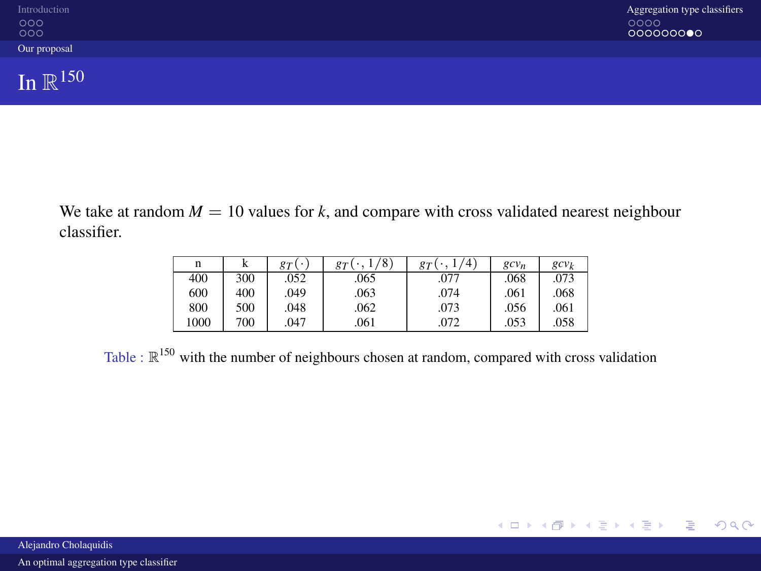# In $\mathbb{R}^{150}$

We take at random $M = 10$ values for $k$, and compare with cross validated nearest neighbour classifier.

| n | k | $g_T(\cdot)$ | $g_T(\cdot, 1/8)$ | $g_T(\cdot, 1/4)$ | $gcv_n$ | $gcv_k$ |
|---|---|---|---|---|---|---|
| 400 | 300 | .052 | .065 | .077 | .068 | .073 |
| 600 | 400 | .049 | .063 | .074 | .061 | .068 |
| 800 | 500 | .048 | .062 | .073 | .056 | .061 |
| 1000 | 700 | .047 | .061 | .072 | .053 | .058 |

Table : $\mathbb{R}^{150}$ with the number of neighbours chosen at random, compared with cross validation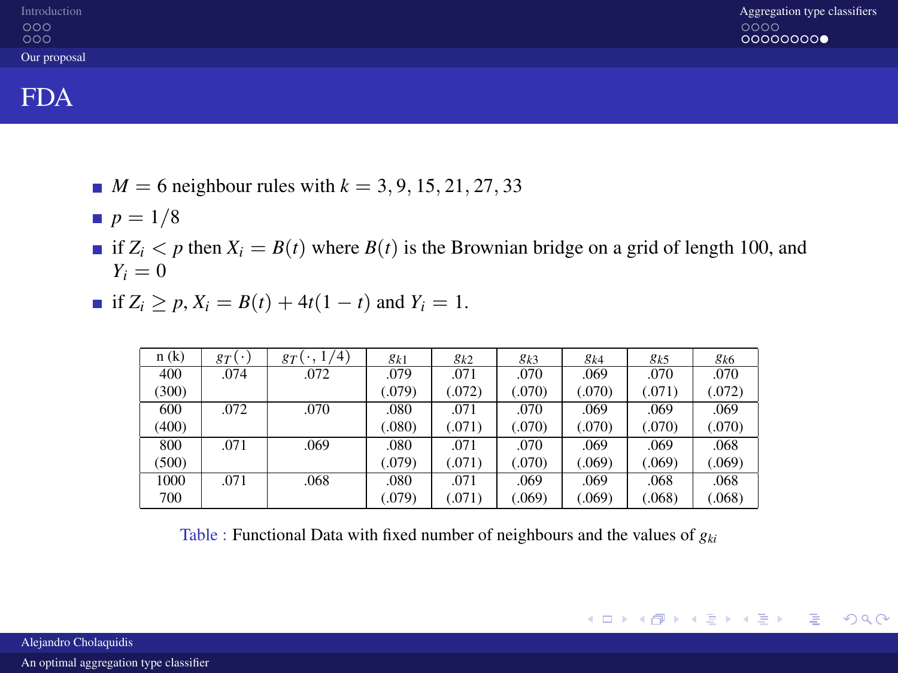## FDA

- $M = 6$ neighbour rules with $k = 3, 9, 15, 21, 27, 33$
- $p = 1/8$
- if $Z_i < p$ then $X_i = B(t)$ where $B(t)$ is the Brownian bridge on a grid of length 100, and $Y_i = 0$
- if $Z_i \geq p$, $X_i = B(t) + 4t(1-t)$ and $Y_i = 1$.

| n (k) | $g_T(\cdot)$ | $g_T(\cdot, 1/4)$ | $g_{k1}$ | $g_{k2}$ | $g_{k3}$ | $g_{k4}$ | $g_{k5}$ | $g_{k6}$ |
|---|---|---|---|---|---|---|---|---|
| 400 (300) | .074 | .072 | .079 (.079) | .071 (.072) | .070 (.070) | .069 (.070) | .070 (.071) | .070 (.072) |
| 600 (400) | .072 | .070 | .080 (.080) | .071 (.071) | .070 (.070) | .069 (.070) | .069 (.070) | .069 (.070) |
| 800 (500) | .071 | .069 | .080 (.079) | .071 (.071) | .070 (.070) | .069 (.069) | .069 (.069) | .068 (.069) |
| 1000 700 | .071 | .068 | .080 (.079) | .071 (.071) | .069 (.069) | .069 (.069) | .068 (.068) | .068 (.068) |

Table : Functional Data with fixed number of neighbours and the values of $g_{ki}$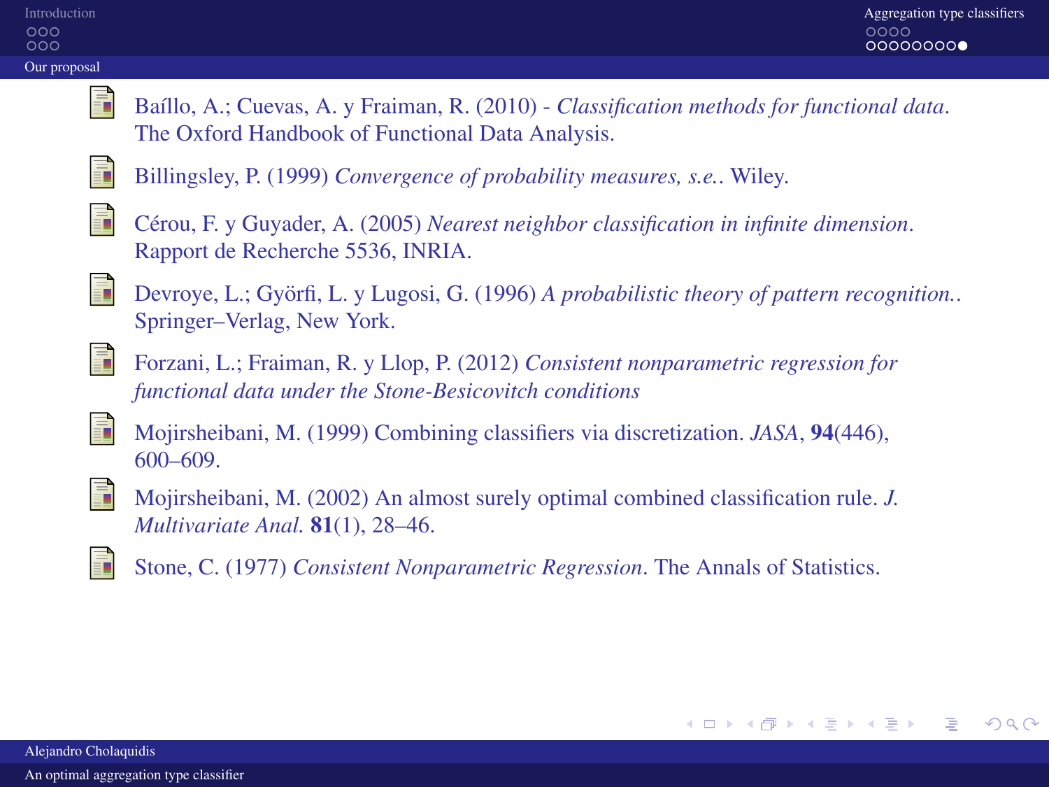- Baíllo, A.; Cuevas, A. y Fraiman, R. (2010) - *Classification methods for functional data*. The Oxford Handbook of Functional Data Analysis.
- Billingsley, P. (1999) *Convergence of probability measures, s.e.*. Wiley.
- Cérou, F. y Guyader, A. (2005) *Nearest neighbor classification in infinite dimension*. Rapport de Recherche 5536, INRIA.
- Devroye, L.; Györfi, L. y Lugosi, G. (1996) *A probabilistic theory of pattern recognition.*. Springer–Verlag, New York.
- Forzani, L.; Fraiman, R. y Llop, P. (2012) *Consistent nonparametric regression for functional data under the Stone-Besicovitch conditions*
- Mojirsheibani, M. (1999) Combining classifiers via discretization. *JASA*, **94**(446), 600–609.
- Mojirsheibani, M. (2002) An almost surely optimal combined classification rule. *J. Multivariate Anal.* **81**(1), 28–46.
- Stone, C. (1977) *Consistent Nonparametric Regression*. The Annals of Statistics.